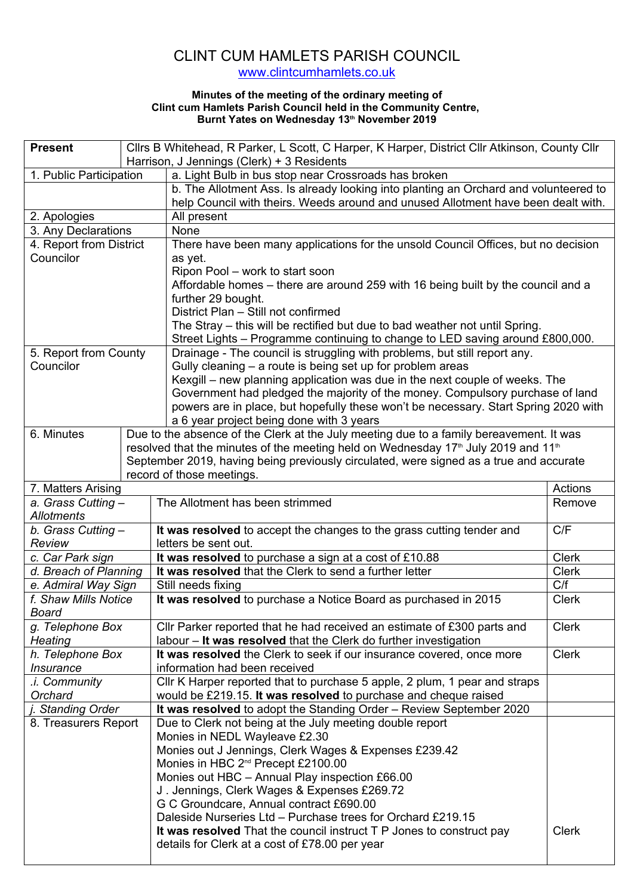# CLINT CUM HAMLETS PARISH COUNCIL

www.clintcumhamlets.co.uk

**Minutes of the meeting of the ordinary meeting of Clint cum Hamlets Parish Council held in the Community Centre, Burnt Yates on Wednesday 13th November 2019**

| **Present** | Cllrs B Whitehead, R Parker, L Scott, C Harper, K Harper, District Cllr Atkinson, County Cllr Harrison, J Jennings (Clerk) + 3 Residents | |
|---|---|---|
| 1. Public Participation | a. Light Bulb in bus stop near Crossroads has broken | |
| | b. The Allotment Ass. Is already looking into planting an Orchard and volunteered to help Council with theirs. Weeds around and unused Allotment have been dealt with. | |
| 2. Apologies | All present | |
| 3. Any Declarations | None | |
| 4. Report from District Councilor | There have been many applications for the unsold Council Offices, but no decision as yet.<br>Ripon Pool – work to start soon<br>Affordable homes – there are around 259 with 16 being built by the council and a further 29 bought.<br>District Plan – Still not confirmed<br>The Stray – this will be rectified but due to bad weather not until Spring.<br>Street Lights – Programme continuing to change to LED saving around £800,000. | |
| 5. Report from County Councilor | Drainage - The council is struggling with problems, but still report any.<br>Gully cleaning – a route is being set up for problem areas<br>Kexgill – new planning application was due in the next couple of weeks. The Government had pledged the majority of the money. Compulsory purchase of land powers are in place, but hopefully these won't be necessary. Start Spring 2020 with a 6 year project being done with 3 years | |
| 6. Minutes | Due to the absence of the Clerk at the July meeting due to a family bereavement. It was resolved that the minutes of the meeting held on Wednesday 17th July 2019 and 11th September 2019, having being previously circulated, were signed as a true and accurate record of those meetings. | |
| 7. Matters Arising | | Actions |
| *a. Grass Cutting – Allotments* | The Allotment has been strimmed | Remove |
| *b. Grass Cutting – Review* | **It was resolved** to accept the changes to the grass cutting tender and letters be sent out. | C/F |
| *c. Car Park sign* | **It was resolved** to purchase a sign at a cost of £10.88 | Clerk |
| *d. Breach of Planning* | **It was resolved** that the Clerk to send a further letter | Clerk |
| *e. Admiral Way Sign* | Still needs fixing | C/f |
| *f. Shaw Mills Notice Board* | **It was resolved** to purchase a Notice Board as purchased in 2015 | Clerk |
| *g. Telephone Box Heating* | Cllr Parker reported that he had received an estimate of £300 parts and labour – **It was resolved** that the Clerk do further investigation | Clerk |
| *h. Telephone Box Insurance* | **It was resolved** the Clerk to seek if our insurance covered, once more information had been received | Clerk |
| *.i. Community Orchard* | Cllr K Harper reported that to purchase 5 apple, 2 plum, 1 pear and straps would be £219.15. **It was resolved** to purchase and cheque raised | |
| *j. Standing Order* | **It was resolved** to adopt the Standing Order – Review September 2020 | |
| 8. Treasurers Report | Due to Clerk not being at the July meeting double report<br>Monies in NEDL Wayleave £2.30<br>Monies out J Jennings, Clerk Wages & Expenses £239.42<br>Monies in HBC 2nd Precept £2100.00<br>Monies out HBC – Annual Play inspection £66.00<br>J . Jennings, Clerk Wages & Expenses £269.72<br>G C Groundcare, Annual contract £690.00<br>Daleside Nurseries Ltd – Purchase trees for Orchard £219.15<br>**It was resolved** That the council instruct T P Jones to construct pay details for Clerk at a cost of £78.00 per year | Clerk |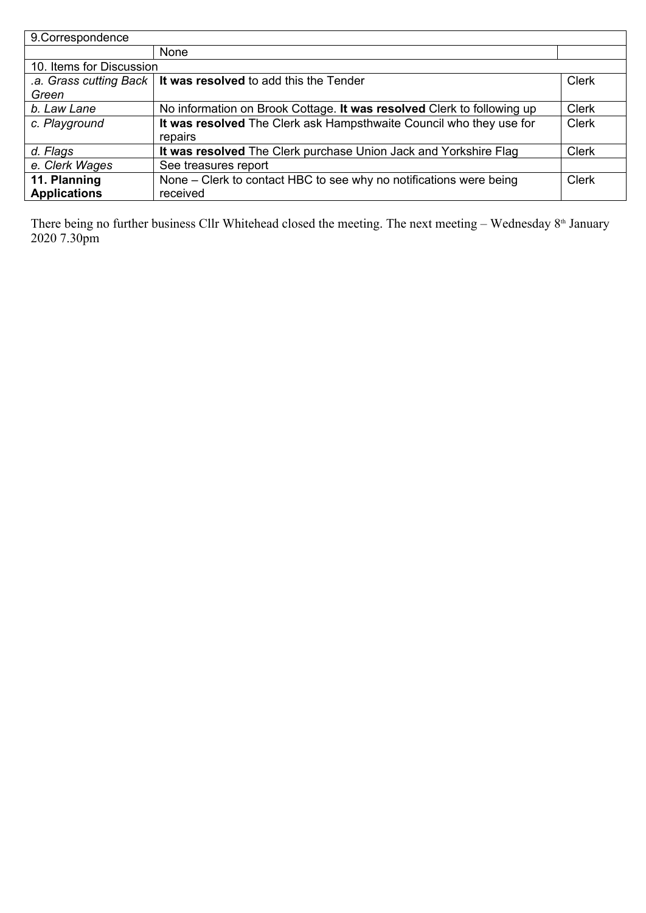| | | |
|---|---|---|
| 9.Correspondence | | |
| | None | |
| 10. Items for Discussion | | |
| *.a. Grass cutting Back Green* | **It was resolved** to add this the Tender | Clerk |
| *b. Law Lane* | No information on Brook Cottage. **It was resolved** Clerk to following up | Clerk |
| *c. Playground* | **It was resolved** The Clerk ask Hampsthwaite Council who they use for repairs | Clerk |
| *d. Flags* | **It was resolved** The Clerk purchase Union Jack and Yorkshire Flag | Clerk |
| *e. Clerk Wages* | See treasures report | |
| **11. Planning Applications** | None – Clerk to contact HBC to see why no notifications were being received | Clerk |

There being no further business Cllr Whitehead closed the meeting. The next meeting – Wednesday 8th January 2020 7.30pm